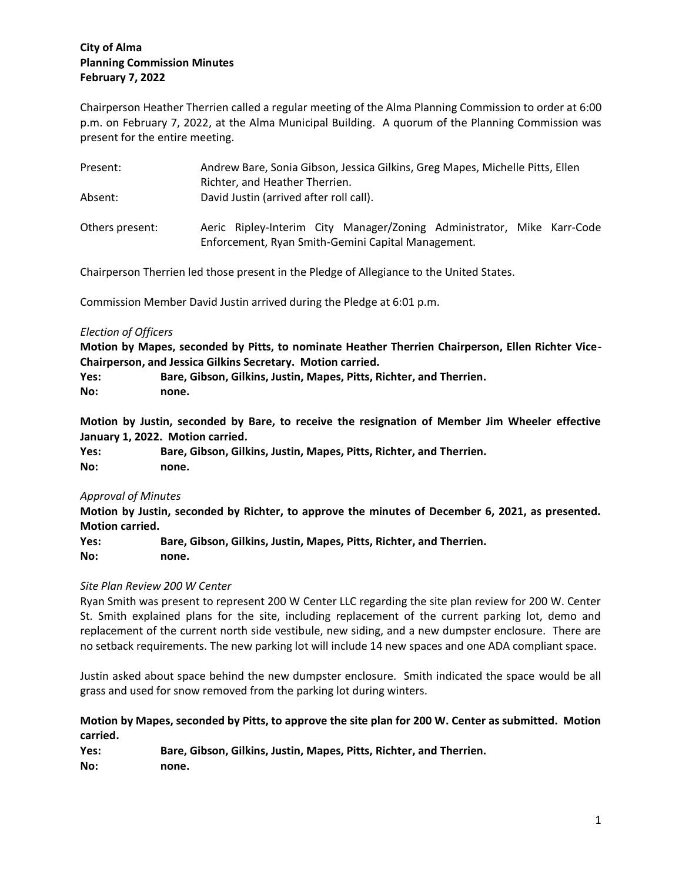**City of Alma**
**Planning Commission Minutes**
**February 7, 2022**

Chairperson Heather Therrien called a regular meeting of the Alma Planning Commission to order at 6:00 p.m. on February 7, 2022, at the Alma Municipal Building. A quorum of the Planning Commission was present for the entire meeting.

| | |
|---|---|
| Present: | Andrew Bare, Sonia Gibson, Jessica Gilkins, Greg Mapes, Michelle Pitts, Ellen Richter, and Heather Therrien. |
| Absent: | David Justin (arrived after roll call). |
| Others present: | Aeric Ripley-Interim City Manager/Zoning Administrator, Mike Karr-Code Enforcement, Ryan Smith-Gemini Capital Management. |

Chairperson Therrien led those present in the Pledge of Allegiance to the United States.

Commission Member David Justin arrived during the Pledge at 6:01 p.m.

*Election of Officers*

**Motion by Mapes, seconded by Pitts, to nominate Heather Therrien Chairperson, Ellen Richter Vice-Chairperson, and Jessica Gilkins Secretary. Motion carried.**

**Yes: Bare, Gibson, Gilkins, Justin, Mapes, Pitts, Richter, and Therrien.**
**No: none.**

**Motion by Justin, seconded by Bare, to receive the resignation of Member Jim Wheeler effective January 1, 2022. Motion carried.**

**Yes: Bare, Gibson, Gilkins, Justin, Mapes, Pitts, Richter, and Therrien.**
**No: none.**

*Approval of Minutes*

**Motion by Justin, seconded by Richter, to approve the minutes of December 6, 2021, as presented. Motion carried.**

**Yes: Bare, Gibson, Gilkins, Justin, Mapes, Pitts, Richter, and Therrien.**
**No: none.**

*Site Plan Review 200 W Center*

Ryan Smith was present to represent 200 W Center LLC regarding the site plan review for 200 W. Center St. Smith explained plans for the site, including replacement of the current parking lot, demo and replacement of the current north side vestibule, new siding, and a new dumpster enclosure. There are no setback requirements. The new parking lot will include 14 new spaces and one ADA compliant space.

Justin asked about space behind the new dumpster enclosure. Smith indicated the space would be all grass and used for snow removed from the parking lot during winters.

**Motion by Mapes, seconded by Pitts, to approve the site plan for 200 W. Center as submitted. Motion carried.**

**Yes: Bare, Gibson, Gilkins, Justin, Mapes, Pitts, Richter, and Therrien.**
**No: none.**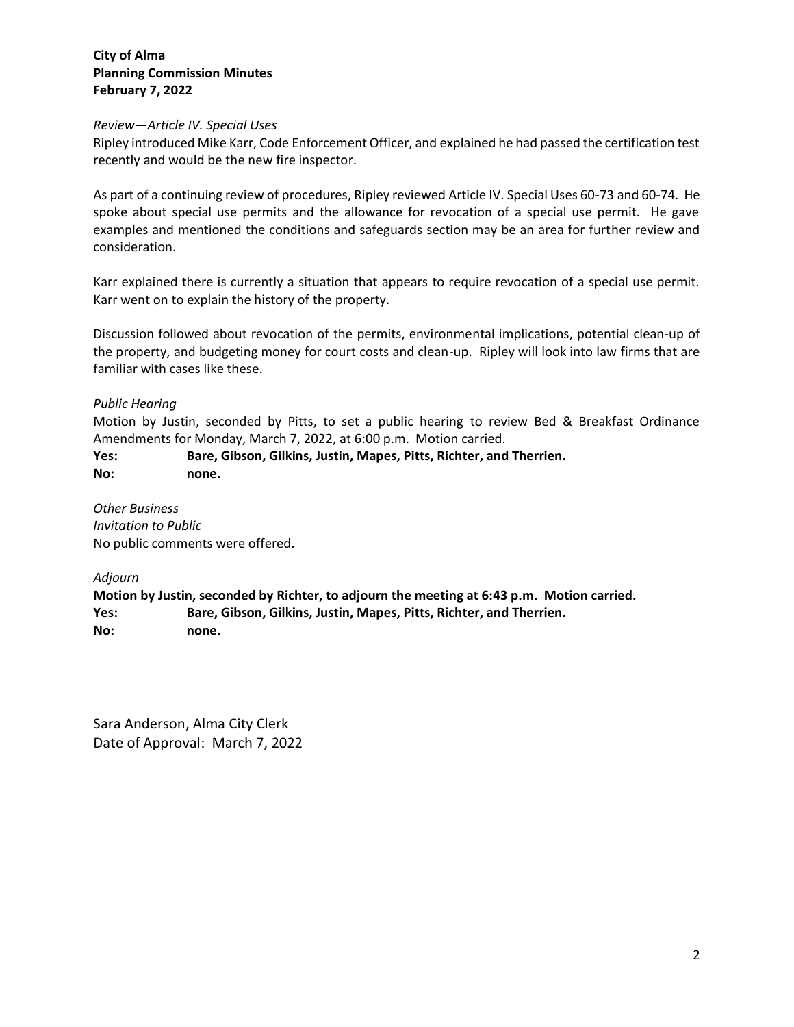**City of Alma**
**Planning Commission Minutes**
**February 7, 2022**

*Review—Article IV. Special Uses*

Ripley introduced Mike Karr, Code Enforcement Officer, and explained he had passed the certification test recently and would be the new fire inspector.

As part of a continuing review of procedures, Ripley reviewed Article IV. Special Uses 60-73 and 60-74. He spoke about special use permits and the allowance for revocation of a special use permit. He gave examples and mentioned the conditions and safeguards section may be an area for further review and consideration.

Karr explained there is currently a situation that appears to require revocation of a special use permit. Karr went on to explain the history of the property.

Discussion followed about revocation of the permits, environmental implications, potential clean-up of the property, and budgeting money for court costs and clean-up. Ripley will look into law firms that are familiar with cases like these.

*Public Hearing*

Motion by Justin, seconded by Pitts, to set a public hearing to review Bed & Breakfast Ordinance Amendments for Monday, March 7, 2022, at 6:00 p.m. Motion carried.

**Yes:** **Bare, Gibson, Gilkins, Justin, Mapes, Pitts, Richter, and Therrien.**
**No:** **none.**

*Other Business*

*Invitation to Public*

No public comments were offered.

*Adjourn*

**Motion by Justin, seconded by Richter, to adjourn the meeting at 6:43 p.m. Motion carried.**
**Yes:** Bare, Gibson, Gilkins, Justin, Mapes, Pitts, Richter, and Therrien.
**No:** none.

Sara Anderson, Alma City Clerk
Date of Approval: March 7, 2022